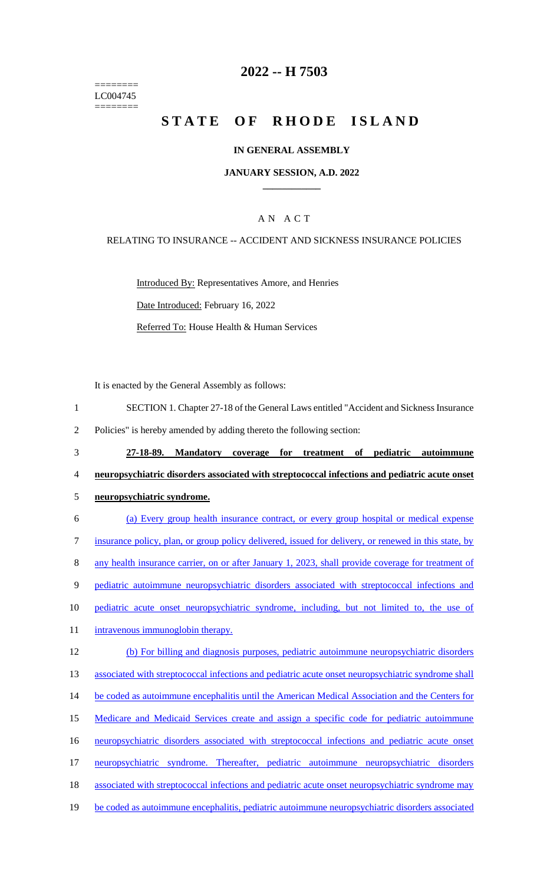# 2022 -- H 7503

========
LC004745
========

# STATE OF RHODE ISLAND

## IN GENERAL ASSEMBLY

## JANUARY SESSION, A.D. 2022

____________

## A N A C T

RELATING TO INSURANCE -- ACCIDENT AND SICKNESS INSURANCE POLICIES

Introduced By: Representatives Amore, and Henries

Date Introduced: February 16, 2022

Referred To: House Health & Human Services

It is enacted by the General Assembly as follows:

1 SECTION 1. Chapter 27-18 of the General Laws entitled "Accident and Sickness Insurance
2 Policies" is hereby amended by adding thereto the following section:

3 **27-18-89. Mandatory coverage for treatment of pediatric autoimmune**
4 **neuropsychiatric disorders associated with streptococcal infections and pediatric acute onset**
5 **neuropsychiatric syndrome.**

6 (a) Every group health insurance contract, or every group hospital or medical expense
7 insurance policy, plan, or group policy delivered, issued for delivery, or renewed in this state, by
8 any health insurance carrier, on or after January 1, 2023, shall provide coverage for treatment of
9 pediatric autoimmune neuropsychiatric disorders associated with streptococcal infections and
10 pediatric acute onset neuropsychiatric syndrome, including, but not limited to, the use of
11 intravenous immunoglobin therapy.

12 (b) For billing and diagnosis purposes, pediatric autoimmune neuropsychiatric disorders
13 associated with streptococcal infections and pediatric acute onset neuropsychiatric syndrome shall
14 be coded as autoimmune encephalitis until the American Medical Association and the Centers for
15 Medicare and Medicaid Services create and assign a specific code for pediatric autoimmune
16 neuropsychiatric disorders associated with streptococcal infections and pediatric acute onset
17 neuropsychiatric syndrome. Thereafter, pediatric autoimmune neuropsychiatric disorders
18 associated with streptococcal infections and pediatric acute onset neuropsychiatric syndrome may
19 be coded as autoimmune encephalitis, pediatric autoimmune neuropsychiatric disorders associated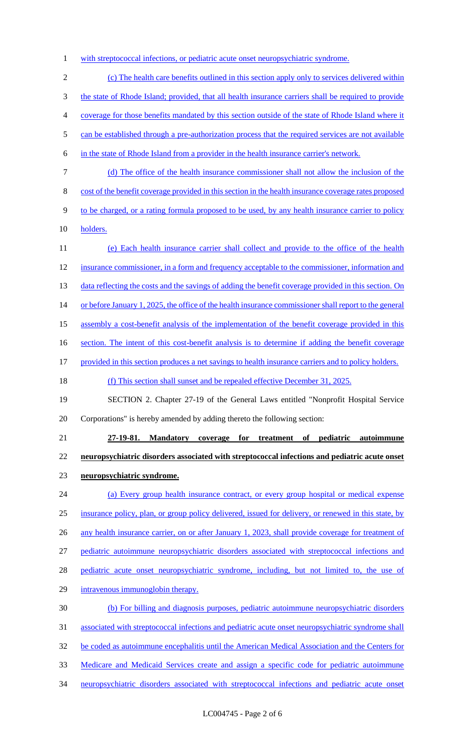with streptococcal infections, or pediatric acute onset neuropsychiatric syndrome.

(c) The health care benefits outlined in this section apply only to services delivered within the state of Rhode Island; provided, that all health insurance carriers shall be required to provide coverage for those benefits mandated by this section outside of the state of Rhode Island where it can be established through a pre-authorization process that the required services are not available in the state of Rhode Island from a provider in the health insurance carrier's network.

(d) The office of the health insurance commissioner shall not allow the inclusion of the cost of the benefit coverage provided in this section in the health insurance coverage rates proposed to be charged, or a rating formula proposed to be used, by any health insurance carrier to policy holders.

(e) Each health insurance carrier shall collect and provide to the office of the health insurance commissioner, in a form and frequency acceptable to the commissioner, information and data reflecting the costs and the savings of adding the benefit coverage provided in this section. On or before January 1, 2025, the office of the health insurance commissioner shall report to the general assembly a cost-benefit analysis of the implementation of the benefit coverage provided in this section. The intent of this cost-benefit analysis is to determine if adding the benefit coverage provided in this section produces a net savings to health insurance carriers and to policy holders.

(f) This section shall sunset and be repealed effective December 31, 2025.

SECTION 2. Chapter 27-19 of the General Laws entitled "Nonprofit Hospital Service Corporations" is hereby amended by adding thereto the following section:

**27-19-81. Mandatory coverage for treatment of pediatric autoimmune neuropsychiatric disorders associated with streptococcal infections and pediatric acute onset neuropsychiatric syndrome.**

(a) Every group health insurance contract, or every group hospital or medical expense insurance policy, plan, or group policy delivered, issued for delivery, or renewed in this state, by any health insurance carrier, on or after January 1, 2023, shall provide coverage for treatment of pediatric autoimmune neuropsychiatric disorders associated with streptococcal infections and pediatric acute onset neuropsychiatric syndrome, including, but not limited to, the use of intravenous immunoglobin therapy.

(b) For billing and diagnosis purposes, pediatric autoimmune neuropsychiatric disorders associated with streptococcal infections and pediatric acute onset neuropsychiatric syndrome shall be coded as autoimmune encephalitis until the American Medical Association and the Centers for Medicare and Medicaid Services create and assign a specific code for pediatric autoimmune neuropsychiatric disorders associated with streptococcal infections and pediatric acute onset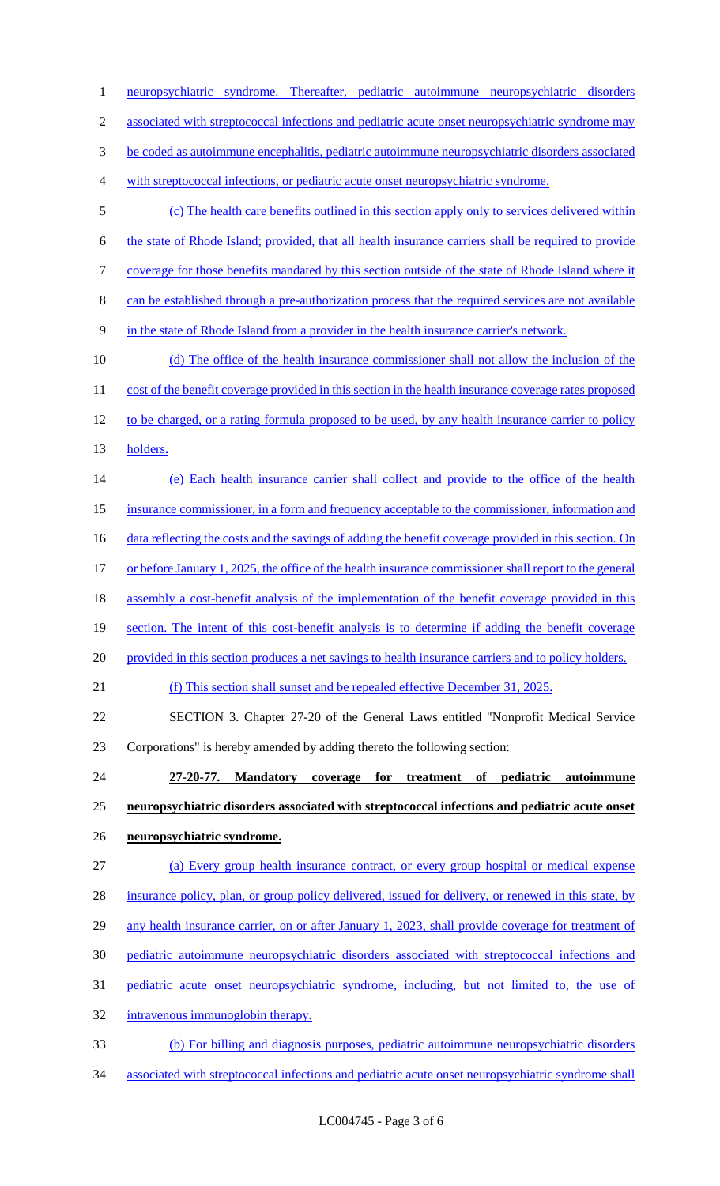neuropsychiatric syndrome. Thereafter, pediatric autoimmune neuropsychiatric disorders associated with streptococcal infections and pediatric acute onset neuropsychiatric syndrome may be coded as autoimmune encephalitis, pediatric autoimmune neuropsychiatric disorders associated with streptococcal infections, or pediatric acute onset neuropsychiatric syndrome.

(c) The health care benefits outlined in this section apply only to services delivered within the state of Rhode Island; provided, that all health insurance carriers shall be required to provide coverage for those benefits mandated by this section outside of the state of Rhode Island where it can be established through a pre-authorization process that the required services are not available in the state of Rhode Island from a provider in the health insurance carrier's network.

(d) The office of the health insurance commissioner shall not allow the inclusion of the cost of the benefit coverage provided in this section in the health insurance coverage rates proposed to be charged, or a rating formula proposed to be used, by any health insurance carrier to policy holders.

(e) Each health insurance carrier shall collect and provide to the office of the health insurance commissioner, in a form and frequency acceptable to the commissioner, information and data reflecting the costs and the savings of adding the benefit coverage provided in this section. On or before January 1, 2025, the office of the health insurance commissioner shall report to the general assembly a cost-benefit analysis of the implementation of the benefit coverage provided in this section. The intent of this cost-benefit analysis is to determine if adding the benefit coverage provided in this section produces a net savings to health insurance carriers and to policy holders.

(f) This section shall sunset and be repealed effective December 31, 2025.

SECTION 3. Chapter 27-20 of the General Laws entitled "Nonprofit Medical Service Corporations" is hereby amended by adding thereto the following section:

**27-20-77. Mandatory coverage for treatment of pediatric autoimmune neuropsychiatric disorders associated with streptococcal infections and pediatric acute onset neuropsychiatric syndrome.**

(a) Every group health insurance contract, or every group hospital or medical expense insurance policy, plan, or group policy delivered, issued for delivery, or renewed in this state, by any health insurance carrier, on or after January 1, 2023, shall provide coverage for treatment of pediatric autoimmune neuropsychiatric disorders associated with streptococcal infections and pediatric acute onset neuropsychiatric syndrome, including, but not limited to, the use of intravenous immunoglobin therapy.

(b) For billing and diagnosis purposes, pediatric autoimmune neuropsychiatric disorders associated with streptococcal infections and pediatric acute onset neuropsychiatric syndrome shall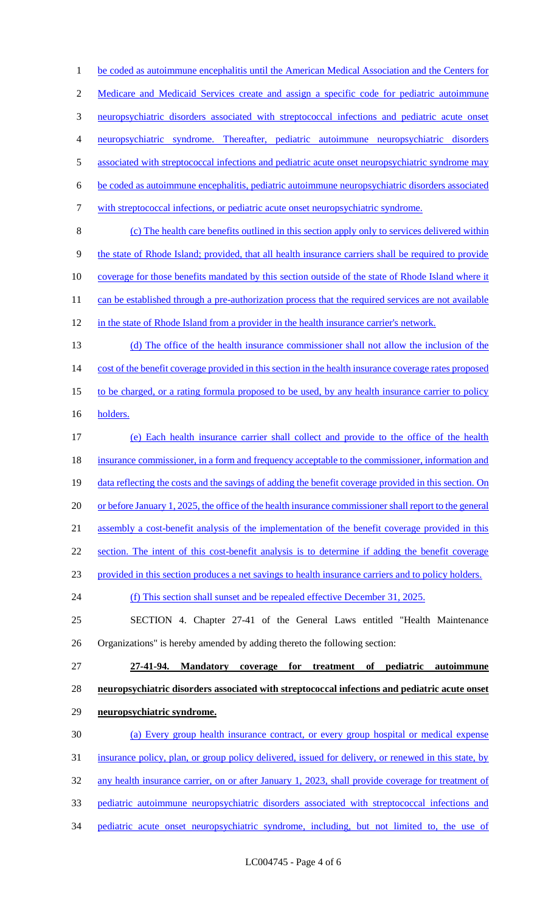be coded as autoimmune encephalitis until the American Medical Association and the Centers for Medicare and Medicaid Services create and assign a specific code for pediatric autoimmune neuropsychiatric disorders associated with streptococcal infections and pediatric acute onset neuropsychiatric syndrome. Thereafter, pediatric autoimmune neuropsychiatric disorders associated with streptococcal infections and pediatric acute onset neuropsychiatric syndrome may be coded as autoimmune encephalitis, pediatric autoimmune neuropsychiatric disorders associated with streptococcal infections, or pediatric acute onset neuropsychiatric syndrome.

(c) The health care benefits outlined in this section apply only to services delivered within the state of Rhode Island; provided, that all health insurance carriers shall be required to provide coverage for those benefits mandated by this section outside of the state of Rhode Island where it can be established through a pre-authorization process that the required services are not available in the state of Rhode Island from a provider in the health insurance carrier's network.

(d) The office of the health insurance commissioner shall not allow the inclusion of the cost of the benefit coverage provided in this section in the health insurance coverage rates proposed to be charged, or a rating formula proposed to be used, by any health insurance carrier to policy holders.

(e) Each health insurance carrier shall collect and provide to the office of the health insurance commissioner, in a form and frequency acceptable to the commissioner, information and data reflecting the costs and the savings of adding the benefit coverage provided in this section. On or before January 1, 2025, the office of the health insurance commissioner shall report to the general assembly a cost-benefit analysis of the implementation of the benefit coverage provided in this section. The intent of this cost-benefit analysis is to determine if adding the benefit coverage provided in this section produces a net savings to health insurance carriers and to policy holders.

(f) This section shall sunset and be repealed effective December 31, 2025.

SECTION 4. Chapter 27-41 of the General Laws entitled "Health Maintenance Organizations" is hereby amended by adding thereto the following section:

**27-41-94. Mandatory coverage for treatment of pediatric autoimmune neuropsychiatric disorders associated with streptococcal infections and pediatric acute onset neuropsychiatric syndrome.**

(a) Every group health insurance contract, or every group hospital or medical expense insurance policy, plan, or group policy delivered, issued for delivery, or renewed in this state, by any health insurance carrier, on or after January 1, 2023, shall provide coverage for treatment of pediatric autoimmune neuropsychiatric disorders associated with streptococcal infections and pediatric acute onset neuropsychiatric syndrome, including, but not limited to, the use of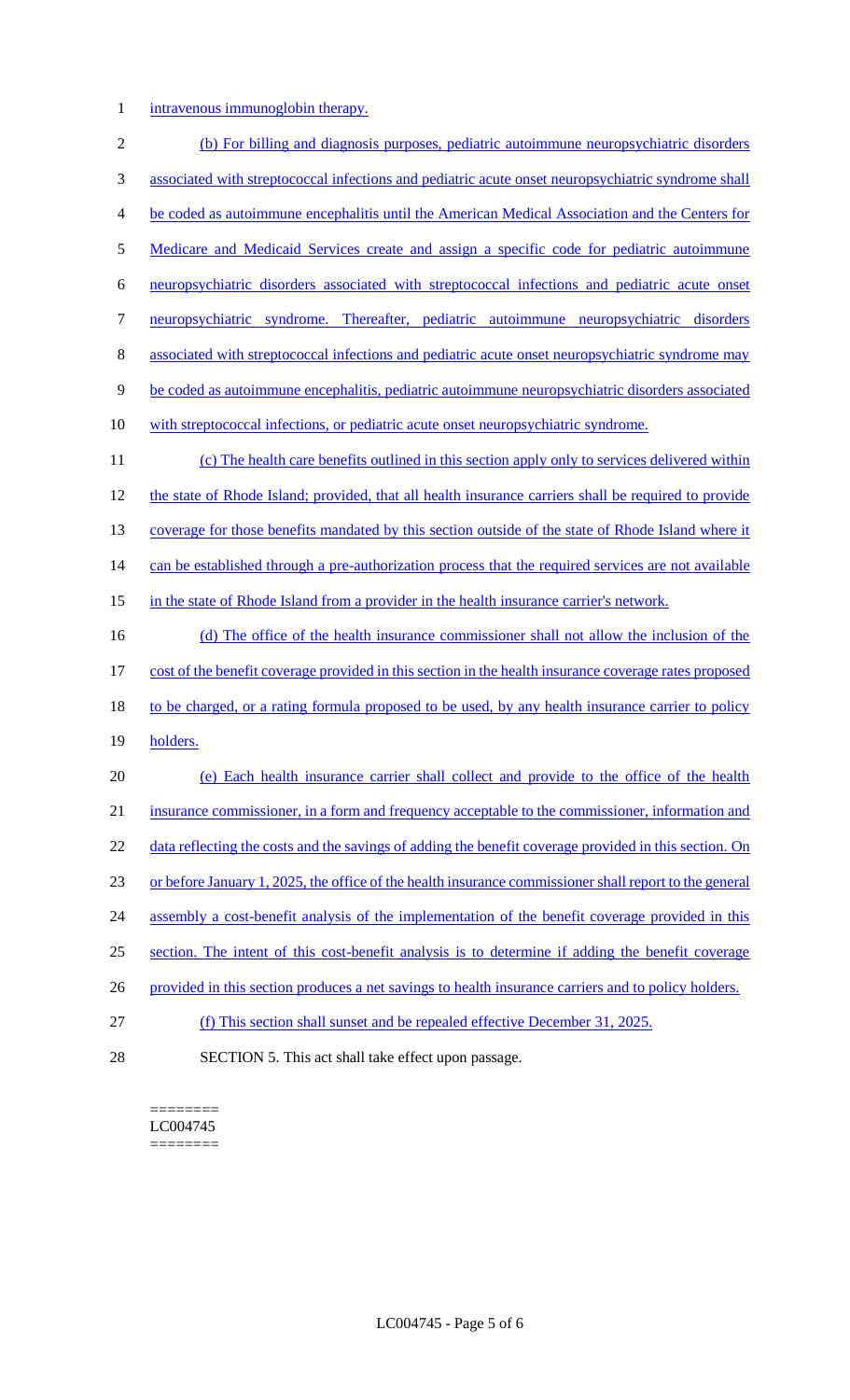intravenous immunoglobin therapy.

(b) For billing and diagnosis purposes, pediatric autoimmune neuropsychiatric disorders associated with streptococcal infections and pediatric acute onset neuropsychiatric syndrome shall be coded as autoimmune encephalitis until the American Medical Association and the Centers for Medicare and Medicaid Services create and assign a specific code for pediatric autoimmune neuropsychiatric disorders associated with streptococcal infections and pediatric acute onset neuropsychiatric syndrome. Thereafter, pediatric autoimmune neuropsychiatric disorders associated with streptococcal infections and pediatric acute onset neuropsychiatric syndrome may be coded as autoimmune encephalitis, pediatric autoimmune neuropsychiatric disorders associated with streptococcal infections, or pediatric acute onset neuropsychiatric syndrome.

(c) The health care benefits outlined in this section apply only to services delivered within the state of Rhode Island; provided, that all health insurance carriers shall be required to provide coverage for those benefits mandated by this section outside of the state of Rhode Island where it can be established through a pre-authorization process that the required services are not available in the state of Rhode Island from a provider in the health insurance carrier's network.

(d) The office of the health insurance commissioner shall not allow the inclusion of the cost of the benefit coverage provided in this section in the health insurance coverage rates proposed to be charged, or a rating formula proposed to be used, by any health insurance carrier to policy holders.

(e) Each health insurance carrier shall collect and provide to the office of the health insurance commissioner, in a form and frequency acceptable to the commissioner, information and data reflecting the costs and the savings of adding the benefit coverage provided in this section. On or before January 1, 2025, the office of the health insurance commissioner shall report to the general assembly a cost-benefit analysis of the implementation of the benefit coverage provided in this section. The intent of this cost-benefit analysis is to determine if adding the benefit coverage provided in this section produces a net savings to health insurance carriers and to policy holders.

(f) This section shall sunset and be repealed effective December 31, 2025.

SECTION 5. This act shall take effect upon passage.

========
LC004745
========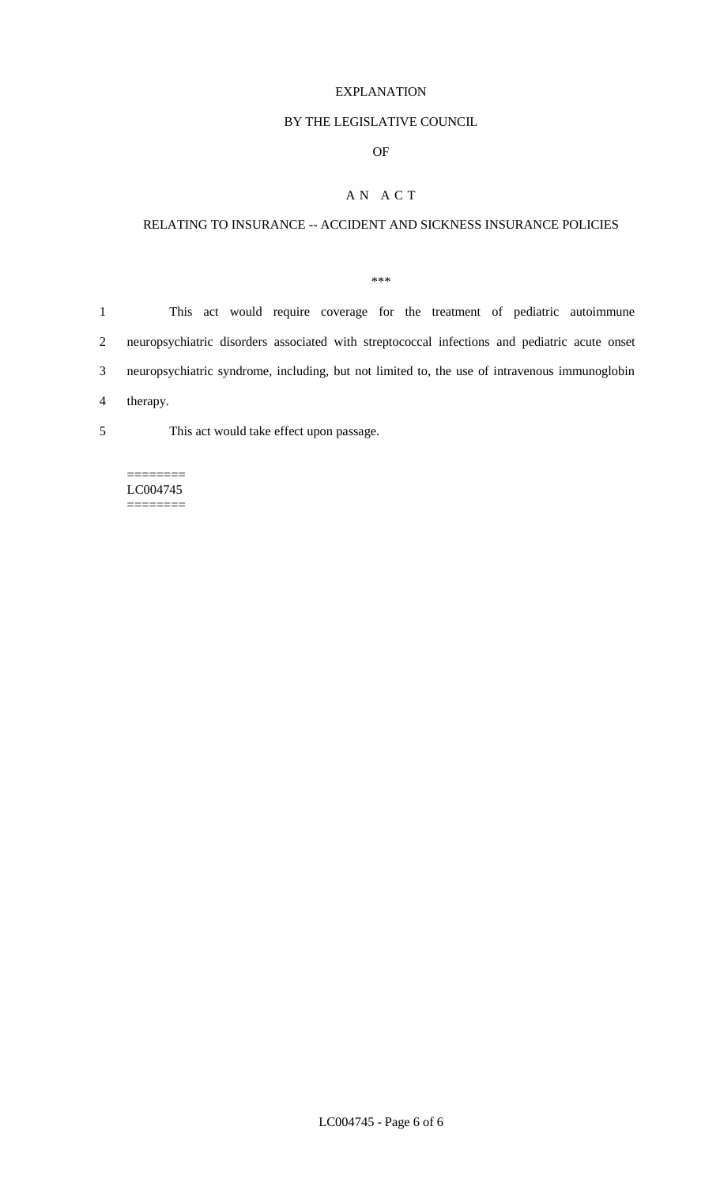EXPLANATION

BY THE LEGISLATIVE COUNCIL

OF

A N A C T

RELATING TO INSURANCE -- ACCIDENT AND SICKNESS INSURANCE POLICIES

\*\*\*

1 This act would require coverage for the treatment of pediatric autoimmune
2 neuropsychiatric disorders associated with streptococcal infections and pediatric acute onset
3 neuropsychiatric syndrome, including, but not limited to, the use of intravenous immunoglobin
4 therapy.

5 This act would take effect upon passage.

========
LC004745
========